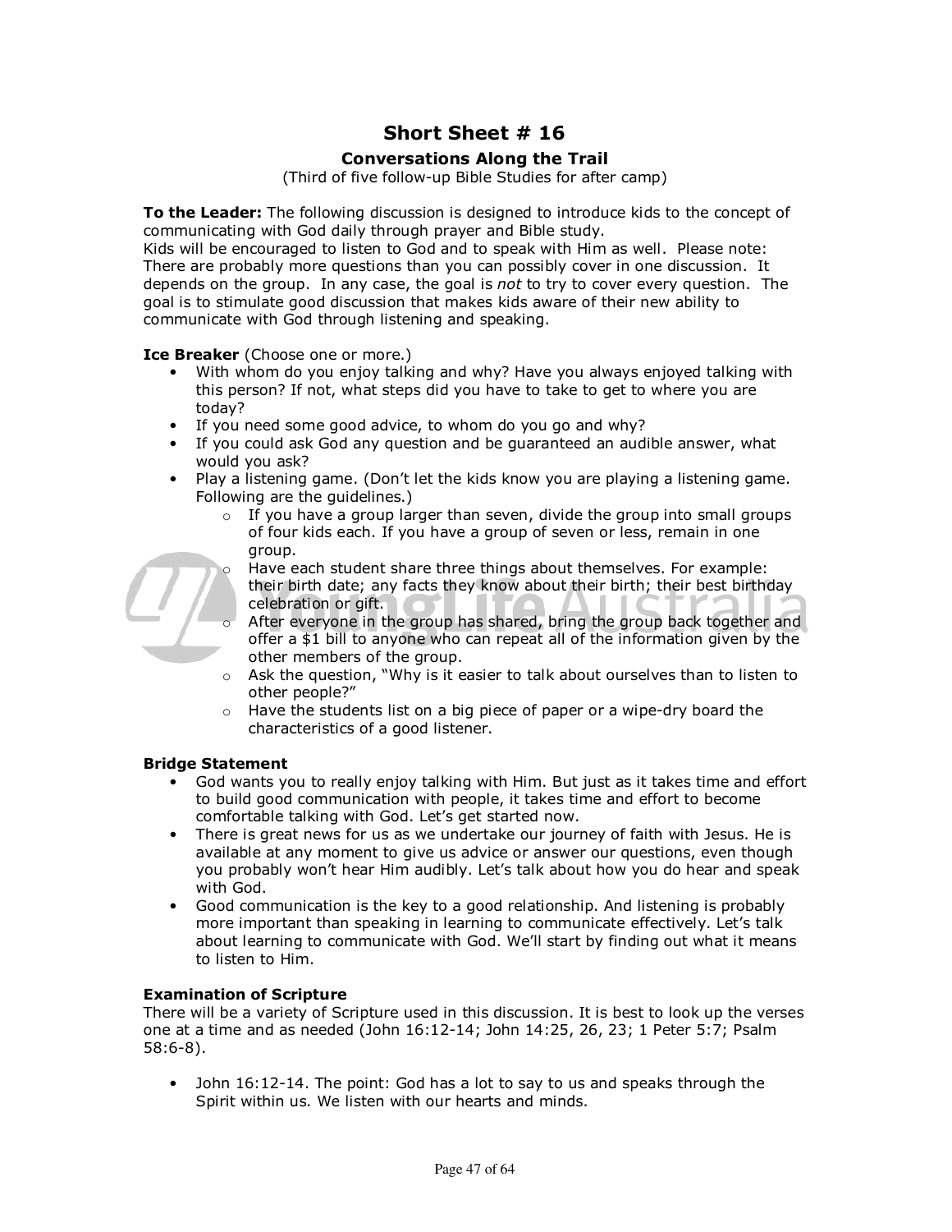# Short Sheet # 16

## Conversations Along the Trail

(Third of five follow-up Bible Studies for after camp)

**To the Leader:** The following discussion is designed to introduce kids to the concept of communicating with God daily through prayer and Bible study.
Kids will be encouraged to listen to God and to speak with Him as well. Please note: There are probably more questions than you can possibly cover in one discussion. It depends on the group. In any case, the goal is *not* to try to cover every question. The goal is to stimulate good discussion that makes kids aware of their new ability to communicate with God through listening and speaking.

**Ice Breaker** (Choose one or more.)

- With whom do you enjoy talking and why? Have you always enjoyed talking with this person? If not, what steps did you have to take to get to where you are today?
- If you need some good advice, to whom do you go and why?
- If you could ask God any question and be guaranteed an audible answer, what would you ask?
- Play a listening game. (Don't let the kids know you are playing a listening game. Following are the guidelines.)
  - If you have a group larger than seven, divide the group into small groups of four kids each. If you have a group of seven or less, remain in one group.
  - Have each student share three things about themselves. For example: their birth date; any facts they know about their birth; their best birthday celebration or gift.
  - After everyone in the group has shared, bring the group back together and offer a $1 bill to anyone who can repeat all of the information given by the other members of the group.
  - Ask the question, "Why is it easier to talk about ourselves than to listen to other people?"
  - Have the students list on a big piece of paper or a wipe-dry board the characteristics of a good listener.

**Bridge Statement**

- God wants you to really enjoy talking with Him. But just as it takes time and effort to build good communication with people, it takes time and effort to become comfortable talking with God. Let's get started now.
- There is great news for us as we undertake our journey of faith with Jesus. He is available at any moment to give us advice or answer our questions, even though you probably won't hear Him audibly. Let's talk about how you do hear and speak with God.
- Good communication is the key to a good relationship. And listening is probably more important than speaking in learning to communicate effectively. Let's talk about learning to communicate with God. We'll start by finding out what it means to listen to Him.

**Examination of Scripture**

There will be a variety of Scripture used in this discussion. It is best to look up the verses one at a time and as needed (John 16:12-14; John 14:25, 26, 23; 1 Peter 5:7; Psalm 58:6-8).

- John 16:12-14. The point: God has a lot to say to us and speaks through the Spirit within us. We listen with our hearts and minds.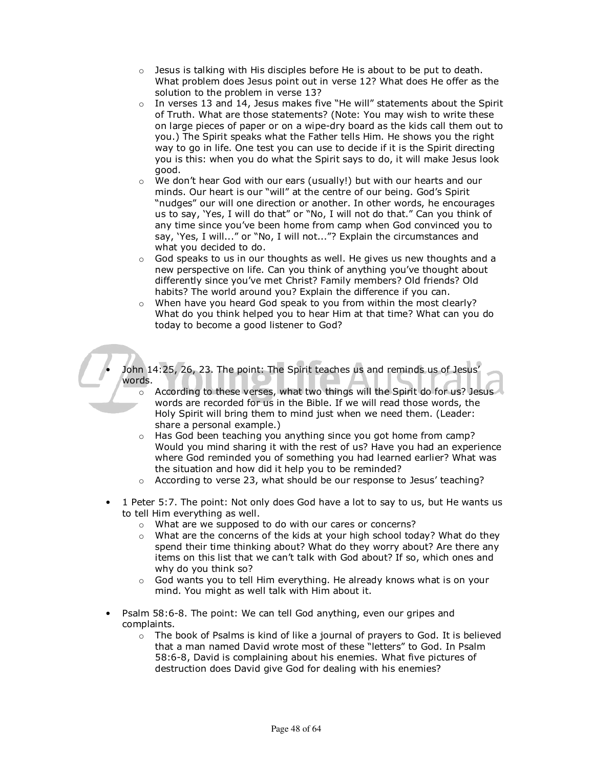- Jesus is talking with His disciples before He is about to be put to death. What problem does Jesus point out in verse 12? What does He offer as the solution to the problem in verse 13?
  - In verses 13 and 14, Jesus makes five "He will" statements about the Spirit of Truth. What are those statements? (Note: You may wish to write these on large pieces of paper or on a wipe-dry board as the kids call them out to you.) The Spirit speaks what the Father tells Him. He shows you the right way to go in life. One test you can use to decide if it is the Spirit directing you is this: when you do what the Spirit says to do, it will make Jesus look good.
  - We don't hear God with our ears (usually!) but with our hearts and our minds. Our heart is our "will" at the centre of our being. God's Spirit "nudges" our will one direction or another. In other words, he encourages us to say, 'Yes, I will do that" or "No, I will not do that." Can you think of any time since you've been home from camp when God convinced you to say, 'Yes, I will..." or "No, I will not..."? Explain the circumstances and what you decided to do.
  - God speaks to us in our thoughts as well. He gives us new thoughts and a new perspective on life. Can you think of anything you've thought about differently since you've met Christ? Family members? Old friends? Old habits? The world around you? Explain the difference if you can.
  - When have you heard God speak to you from within the most clearly? What do you think helped you to hear Him at that time? What can you do today to become a good listener to God?

- John 14:25, 26, 23. The point: The Spirit teaches us and reminds us of Jesus' words.
  - According to these verses, what two things will the Spirit do for us? Jesus words are recorded for us in the Bible. If we will read those words, the Holy Spirit will bring them to mind just when we need them. (Leader: share a personal example.)
  - Has God been teaching you anything since you got home from camp? Would you mind sharing it with the rest of us? Have you had an experience where God reminded you of something you had learned earlier? What was the situation and how did it help you to be reminded?
  - According to verse 23, what should be our response to Jesus' teaching?

- 1 Peter 5:7. The point: Not only does God have a lot to say to us, but He wants us to tell Him everything as well.
  - What are we supposed to do with our cares or concerns?
  - What are the concerns of the kids at your high school today? What do they spend their time thinking about? What do they worry about? Are there any items on this list that we can't talk with God about? If so, which ones and why do you think so?
  - God wants you to tell Him everything. He already knows what is on your mind. You might as well talk with Him about it.

- Psalm 58:6-8. The point: We can tell God anything, even our gripes and complaints.
  - The book of Psalms is kind of like a journal of prayers to God. It is believed that a man named David wrote most of these "letters" to God. In Psalm 58:6-8, David is complaining about his enemies. What five pictures of destruction does David give God for dealing with his enemies?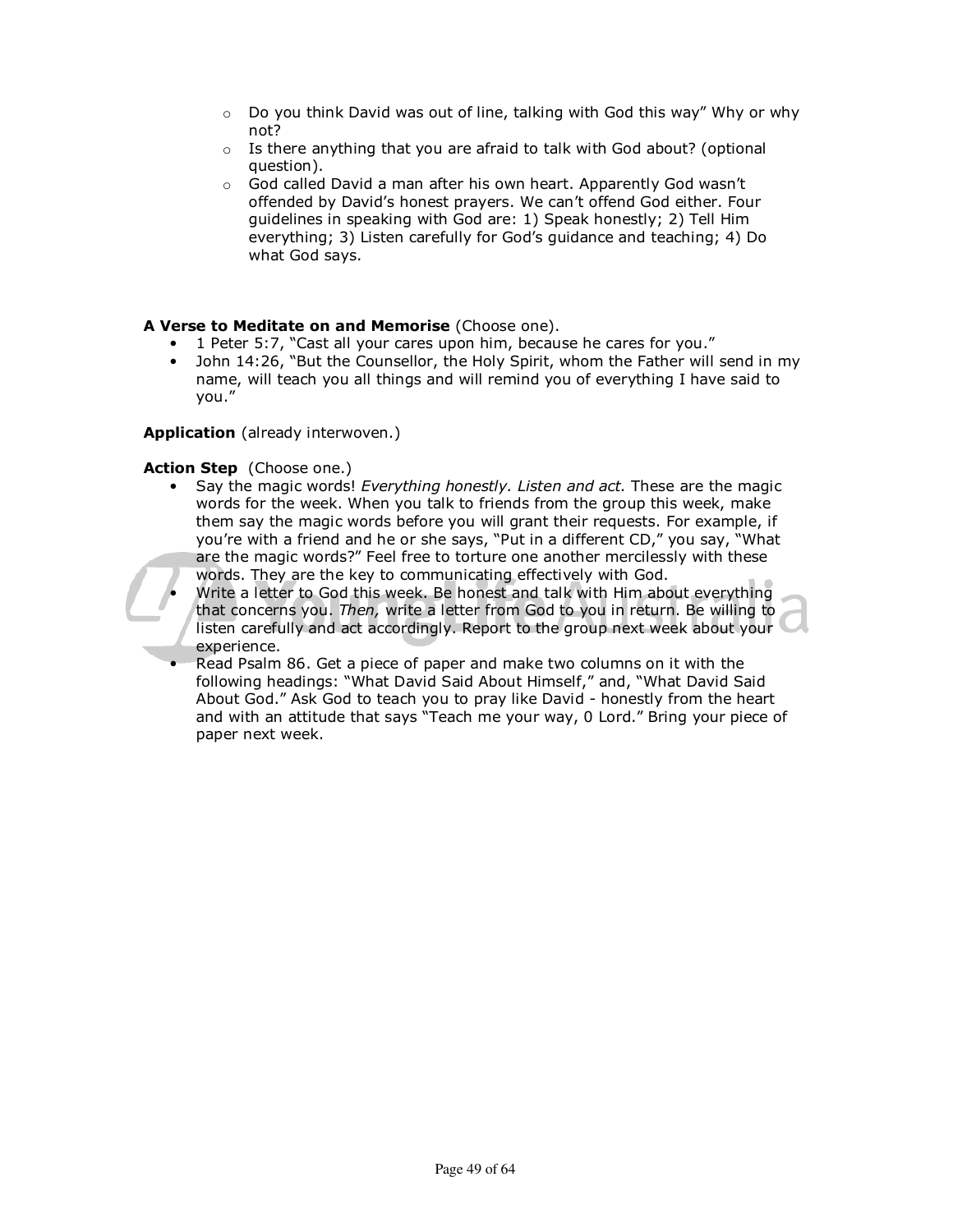- Do you think David was out of line, talking with God this way" Why or why not?
  - Is there anything that you are afraid to talk with God about? (optional question).
  - God called David a man after his own heart. Apparently God wasn't offended by David's honest prayers. We can't offend God either. Four guidelines in speaking with God are: 1) Speak honestly; 2) Tell Him everything; 3) Listen carefully for God's guidance and teaching; 4) Do what God says.

**A Verse to Meditate on and Memorise** (Choose one).

- 1 Peter 5:7, "Cast all your cares upon him, because he cares for you."
- John 14:26, "But the Counsellor, the Holy Spirit, whom the Father will send in my name, will teach you all things and will remind you of everything I have said to you."

**Application** (already interwoven.)

**Action Step** (Choose one.)

- Say the magic words! *Everything honestly. Listen and act.* These are the magic words for the week. When you talk to friends from the group this week, make them say the magic words before you will grant their requests. For example, if you're with a friend and he or she says, "Put in a different CD," you say, "What are the magic words?" Feel free to torture one another mercilessly with these words. They are the key to communicating effectively with God.
- Write a letter to God this week. Be honest and talk with Him about everything that concerns you. *Then,* write a letter from God to you in return. Be willing to listen carefully and act accordingly. Report to the group next week about your experience.
- Read Psalm 86. Get a piece of paper and make two columns on it with the following headings: "What David Said About Himself," and, "What David Said About God." Ask God to teach you to pray like David - honestly from the heart and with an attitude that says "Teach me your way, 0 Lord." Bring your piece of paper next week.